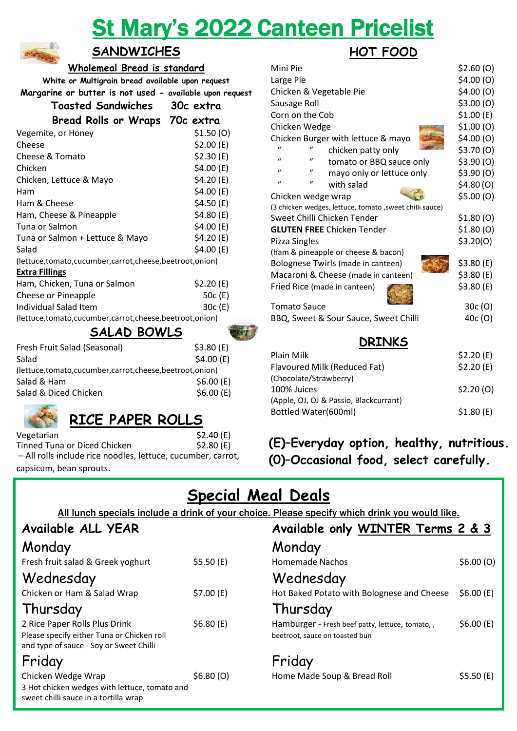# St Mary's 2022 Canteen Pricelist

## SANDWICHES

**Wholemeal Bread is standard**

White or Multigrain bread available upon request

Margarine or butter is not used - available upon request

**Toasted Sandwiches 30c extra**

**Bread Rolls or Wraps 70c extra**

| Item | Price |
|---|---|
| Vegemite, or Honey | $1.50 (O) |
| Cheese | $2.00 (E) |
| Cheese & Tomato | $2.30 (E) |
| Chicken | $4.00 (E) |
| Chicken, Lettuce & Mayo | $4.20 (E) |
| Ham | $4.00 (E) |
| Ham & Cheese | $4.50 (E) |
| Ham, Cheese & Pineapple | $4.80 (E) |
| Tuna or Salmon | $4.00 (E) |
| Tuna or Salmon + Lettuce & Mayo | $4.20 (E) |
| Salad | $4.00 (E) |

(lettuce,tomato,cucumber,carrot,cheese,beetroot,onion)

**Extra Fillings**

| Item | Price |
|---|---|
| Ham, Chicken, Tuna or Salmon | $2.20 (E) |
| Cheese or Pineapple | 50c (E) |
| Individual Salad Item | 30c (E) |

(lettuce,tomato,cucumber,carrot,cheese,beetroot,onion)

## SALAD BOWLS

| Item | Price |
|---|---|
| Fresh Fruit Salad (Seasonal) | $3.80 (E) |
| Salad | $4.00 (E) |

(lettuce,tomato,cucumber,carrot,cheese,beetroot,onion)

| Item | Price |
|---|---|
| Salad & Ham | $6.00 (E) |
| Salad & Diced Chicken | $6.00 (E) |

## RICE PAPER ROLLS

| Item | Price |
|---|---|
| Vegetarian | $2.40 (E) |
| Tinned Tuna or Diced Chicken | $2.80 (E) |

– All rolls include rice noodles, lettuce, cucumber, carrot, capsicum, bean sprouts.

## HOT FOOD

| Item | Price |
|---|---|
| Mini Pie | $2.60 (O) |
| Large Pie | $4.00 (O) |
| Chicken & Vegetable Pie | $4.00 (O) |
| Sausage Roll | $3.00 (O) |
| Corn on the Cob | $1.00 (E) |
| Chicken Wedge | $1.00 (O) |
| Chicken Burger with lettuce & mayo | $4.00 (O) |
| " " chicken patty only | $3.70 (O) |
| " " tomato or BBQ sauce only | $3.90 (O) |
| " " mayo only or lettuce only | $3.90 (O) |
| " " with salad | $4.80 (O) |
| Chicken wedge wrap (3 chicken wedges, lettuce, tomato ,sweet chilli sauce) | $5.00 (O) |
| Sweet Chilli Chicken Tender | $1.80 (O) |
| **GLUTEN FREE** Chicken Tender | $1.80 (O) |
| Pizza Singles (ham & pineapple or cheese & bacon) | $3.20(O) |
| Bolognese Twirls (made in canteen) | $3.80 (E) |
| Macaroni & Cheese (made in canteen) | $3.80 (E) |
| Fried Rice (made in canteen) | $3.80 (E) |
| Tomato Sauce | 30c (O) |
| BBQ, Sweet & Sour Sauce, Sweet Chilli | 40c (O) |

## DRINKS

| Item | Price |
|---|---|
| Plain Milk | $2.20 (E) |
| Flavoured Milk (Reduced Fat) (Chocolate/Strawberry) | $2.20 (E) |
| 100% Juices (Apple, OJ, OJ & Passio, Blackcurrant) | $2.20 (O) |
| Bottled Water(600ml) | $1.80 (E) |

**(E)–Everyday option, healthy, nutritious.**
**(O)–Occasional food, select carefully.**

## Special Meal Deals

**All lunch specials include a drink of your choice. Please specify which drink you would like.**

### Available ALL YEAR

**Monday**

| Item | Price |
|---|---|
| Fresh fruit salad & Greek yoghurt | $5.50 (E) |

**Wednesday**

| Item | Price |
|---|---|
| Chicken or Ham & Salad Wrap | $7.00 (E) |

**Thursday**

| Item | Price |
|---|---|
| 2 Rice Paper Rolls Plus Drink | $6.80 (E) |

Please specify either Tuna or Chicken roll and type of sauce - Soy or Sweet Chilli

**Friday**

| Item | Price |
|---|---|
| Chicken Wedge Wrap | $6.80 (O) |

3 Hot chicken wedges with lettuce, tomato and sweet chilli sauce in a tortilla wrap

### Available only WINTER Terms 2 & 3

**Monday**

| Item | Price |
|---|---|
| Homemade Nachos | $6.00 (O) |

**Wednesday**

| Item | Price |
|---|---|
| Hot Baked Potato with Bolognese and Cheese | $6.00 (E) |

**Thursday**

| Item | Price |
|---|---|
| Hamburger - Fresh beef patty, lettuce, tomato, , beetroot, sauce on toasted bun | $6.00 (E) |

**Friday**

| Item | Price |
|---|---|
| Home Made Soup & Bread Roll | $5.50 (E) |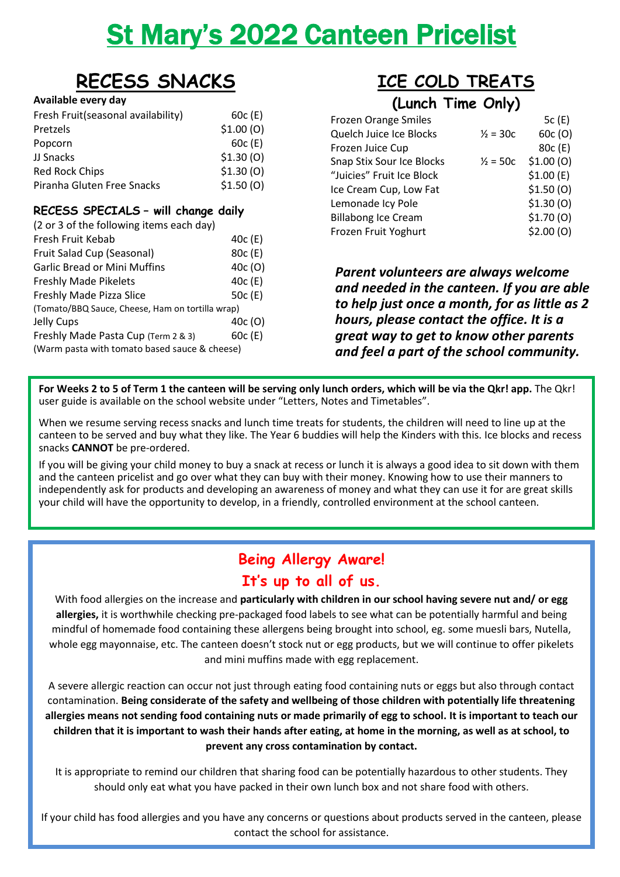# St Mary's 2022 Canteen Pricelist

## RECESS SNACKS

**Available every day**

| | |
|---|---|
| Fresh Fruit(seasonal availability) | 60c (E) |
| Pretzels | $1.00 (O) |
| Popcorn | 60c (E) |
| JJ Snacks | $1.30 (O) |
| Red Rock Chips | $1.30 (O) |
| Piranha Gluten Free Snacks | $1.50 (O) |

### RECESS SPECIALS – will change daily

(2 or 3 of the following items each day)

| | |
|---|---|
| Fresh Fruit Kebab | 40c (E) |
| Fruit Salad Cup (Seasonal) | 80c (E) |
| Garlic Bread or Mini Muffins | 40c (O) |
| Freshly Made Pikelets | 40c (E) |
| Freshly Made Pizza Slice | 50c (E) |
| (Tomato/BBQ Sauce, Cheese, Ham on tortilla wrap) | |
| Jelly Cups | 40c (O) |
| Freshly Made Pasta Cup (Term 2 & 3) | 60c (E) |
| (Warm pasta with tomato based sauce & cheese) | |

## ICE COLD TREATS

### (Lunch Time Only)

| | | |
|---|---|---|
| Frozen Orange Smiles | | 5c (E) |
| Quelch Juice Ice Blocks | ½ = 30c | 60c (O) |
| Frozen Juice Cup | | 80c (E) |
| Snap Stix Sour Ice Blocks | ½ = 50c | $1.00 (O) |
| "Juicies" Fruit Ice Block | | $1.00 (E) |
| Ice Cream Cup, Low Fat | | $1.50 (O) |
| Lemonade Icy Pole | | $1.30 (O) |
| Billabong Ice Cream | | $1.70 (O) |
| Frozen Fruit Yoghurt | | $2.00 (O) |

***Parent volunteers are always welcome and needed in the canteen. If you are able to help just once a month, for as little as 2 hours, please contact the office. It is a great way to get to know other parents and feel a part of the school community.***

**For Weeks 2 to 5 of Term 1 the canteen will be serving only lunch orders, which will be via the Qkr! app.** The Qkr! user guide is available on the school website under "Letters, Notes and Timetables".

When we resume serving recess snacks and lunch time treats for students, the children will need to line up at the canteen to be served and buy what they like. The Year 6 buddies will help the Kinders with this. Ice blocks and recess snacks **CANNOT** be pre-ordered.

If you will be giving your child money to buy a snack at recess or lunch it is always a good idea to sit down with them and the canteen pricelist and go over what they can buy with their money. Knowing how to use their manners to independently ask for products and developing an awareness of money and what they can use it for are great skills your child will have the opportunity to develop, in a friendly, controlled environment at the school canteen.

## Being Allergy Aware!
## It's up to all of us.

With food allergies on the increase and **particularly with children in our school having severe nut and/ or egg allergies,** it is worthwhile checking pre-packaged food labels to see what can be potentially harmful and being mindful of homemade food containing these allergens being brought into school, eg. some muesli bars, Nutella, whole egg mayonnaise, etc. The canteen doesn't stock nut or egg products, but we will continue to offer pikelets and mini muffins made with egg replacement.

A severe allergic reaction can occur not just through eating food containing nuts or eggs but also through contact contamination. **Being considerate of the safety and wellbeing of those children with potentially life threatening allergies means not sending food containing nuts or made primarily of egg to school. It is important to teach our children that it is important to wash their hands after eating, at home in the morning, as well as at school, to prevent any cross contamination by contact.**

It is appropriate to remind our children that sharing food can be potentially hazardous to other students. They should only eat what you have packed in their own lunch box and not share food with others.

If your child has food allergies and you have any concerns or questions about products served in the canteen, please contact the school for assistance.